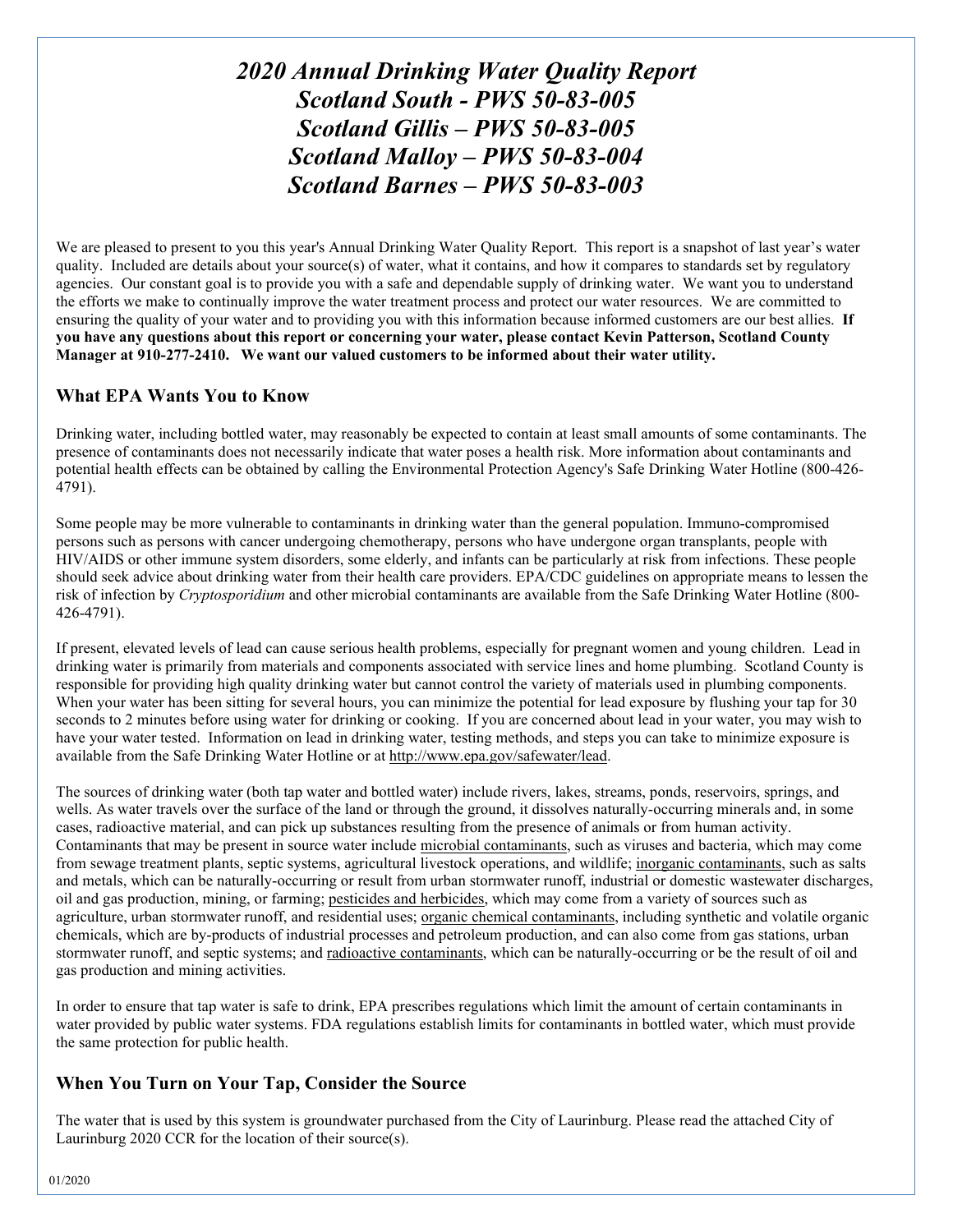// 2020 Annual Drinking Water Quality Report
# *2020 Annual Drinking Water Quality Report*
# *Scotland South - PWS 50-83-005*
# *Scotland Gillis – PWS 50-83-005*
# *Scotland Malloy – PWS 50-83-004*
# *Scotland Barnes – PWS 50-83-003*

We are pleased to present to you this year's Annual Drinking Water Quality Report. This report is a snapshot of last year's water quality. Included are details about your source(s) of water, what it contains, and how it compares to standards set by regulatory agencies. Our constant goal is to provide you with a safe and dependable supply of drinking water. We want you to understand the efforts we make to continually improve the water treatment process and protect our water resources. We are committed to ensuring the quality of your water and to providing you with this information because informed customers are our best allies. **If you have any questions about this report or concerning your water, please contact Kevin Patterson, Scotland County Manager at 910-277-2410. We want our valued customers to be informed about their water utility.**

## What EPA Wants You to Know

Drinking water, including bottled water, may reasonably be expected to contain at least small amounts of some contaminants. The presence of contaminants does not necessarily indicate that water poses a health risk. More information about contaminants and potential health effects can be obtained by calling the Environmental Protection Agency's Safe Drinking Water Hotline (800-426-4791).

Some people may be more vulnerable to contaminants in drinking water than the general population. Immuno-compromised persons such as persons with cancer undergoing chemotherapy, persons who have undergone organ transplants, people with HIV/AIDS or other immune system disorders, some elderly, and infants can be particularly at risk from infections. These people should seek advice about drinking water from their health care providers. EPA/CDC guidelines on appropriate means to lessen the risk of infection by *Cryptosporidium* and other microbial contaminants are available from the Safe Drinking Water Hotline (800-426-4791).

If present, elevated levels of lead can cause serious health problems, especially for pregnant women and young children. Lead in drinking water is primarily from materials and components associated with service lines and home plumbing. Scotland County is responsible for providing high quality drinking water but cannot control the variety of materials used in plumbing components. When your water has been sitting for several hours, you can minimize the potential for lead exposure by flushing your tap for 30 seconds to 2 minutes before using water for drinking or cooking. If you are concerned about lead in your water, you may wish to have your water tested. Information on lead in drinking water, testing methods, and steps you can take to minimize exposure is available from the Safe Drinking Water Hotline or at http://www.epa.gov/safewater/lead.

The sources of drinking water (both tap water and bottled water) include rivers, lakes, streams, ponds, reservoirs, springs, and wells. As water travels over the surface of the land or through the ground, it dissolves naturally-occurring minerals and, in some cases, radioactive material, and can pick up substances resulting from the presence of animals or from human activity. Contaminants that may be present in source water include microbial contaminants, such as viruses and bacteria, which may come from sewage treatment plants, septic systems, agricultural livestock operations, and wildlife; inorganic contaminants, such as salts and metals, which can be naturally-occurring or result from urban stormwater runoff, industrial or domestic wastewater discharges, oil and gas production, mining, or farming; pesticides and herbicides, which may come from a variety of sources such as agriculture, urban stormwater runoff, and residential uses; organic chemical contaminants, including synthetic and volatile organic chemicals, which are by-products of industrial processes and petroleum production, and can also come from gas stations, urban stormwater runoff, and septic systems; and radioactive contaminants, which can be naturally-occurring or be the result of oil and gas production and mining activities.

In order to ensure that tap water is safe to drink, EPA prescribes regulations which limit the amount of certain contaminants in water provided by public water systems. FDA regulations establish limits for contaminants in bottled water, which must provide the same protection for public health.

## When You Turn on Your Tap, Consider the Source

The water that is used by this system is groundwater purchased from the City of Laurinburg. Please read the attached City of Laurinburg 2020 CCR for the location of their source(s).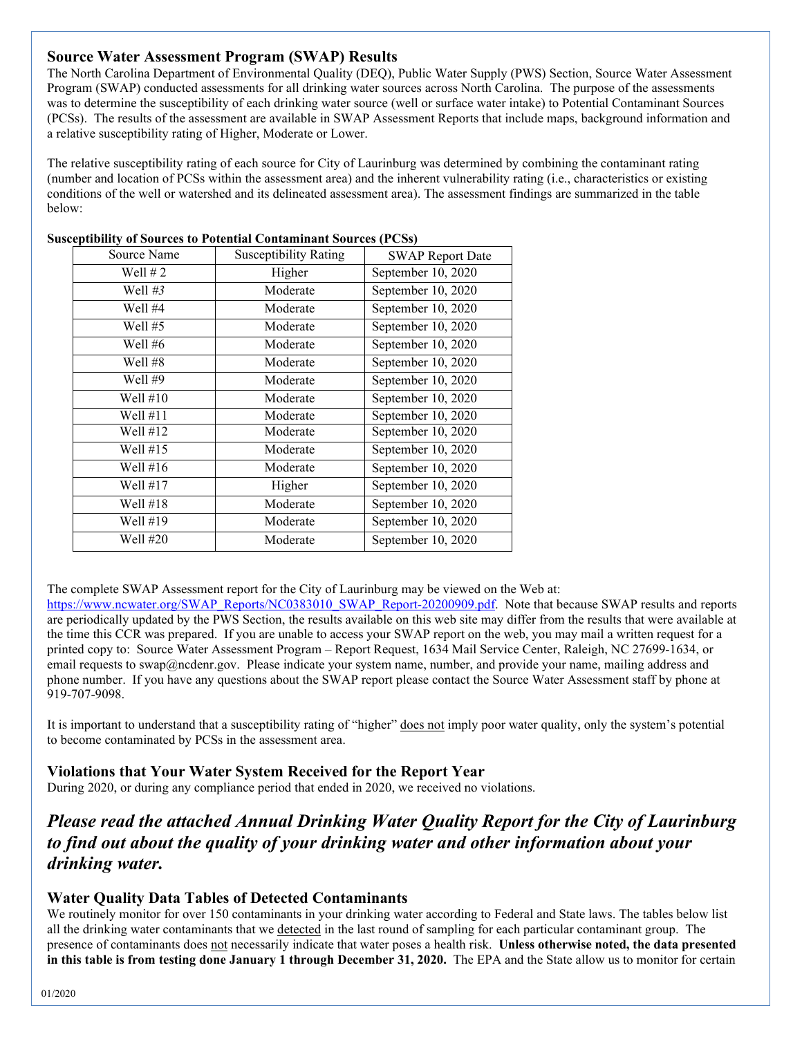## Source Water Assessment Program (SWAP) Results

The North Carolina Department of Environmental Quality (DEQ), Public Water Supply (PWS) Section, Source Water Assessment Program (SWAP) conducted assessments for all drinking water sources across North Carolina. The purpose of the assessments was to determine the susceptibility of each drinking water source (well or surface water intake) to Potential Contaminant Sources (PCSs). The results of the assessment are available in SWAP Assessment Reports that include maps, background information and a relative susceptibility rating of Higher, Moderate or Lower.

The relative susceptibility rating of each source for City of Laurinburg was determined by combining the contaminant rating (number and location of PCSs within the assessment area) and the inherent vulnerability rating (i.e., characteristics or existing conditions of the well or watershed and its delineated assessment area). The assessment findings are summarized in the table below:

**Susceptibility of Sources to Potential Contaminant Sources (PCSs)**

| Source Name | Susceptibility Rating | SWAP Report Date |
|---|---|---|
| Well # 2 | Higher | September 10, 2020 |
| Well *#3* | Moderate | September 10, 2020 |
| Well #4 | Moderate | September 10, 2020 |
| Well #5 | Moderate | September 10, 2020 |
| Well #6 | Moderate | September 10, 2020 |
| Well #8 | Moderate | September 10, 2020 |
| Well #9 | Moderate | September 10, 2020 |
| Well #10 | Moderate | September 10, 2020 |
| Well #11 | Moderate | September 10, 2020 |
| Well #12 | Moderate | September 10, 2020 |
| Well #15 | Moderate | September 10, 2020 |
| Well #16 | Moderate | September 10, 2020 |
| Well #17 | Higher | September 10, 2020 |
| Well #18 | Moderate | September 10, 2020 |
| Well #19 | Moderate | September 10, 2020 |
| Well #20 | Moderate | September 10, 2020 |

The complete SWAP Assessment report for the City of Laurinburg may be viewed on the Web at: https://www.ncwater.org/SWAP_Reports/NC0383010_SWAP_Report-20200909.pdf. Note that because SWAP results and reports are periodically updated by the PWS Section, the results available on this web site may differ from the results that were available at the time this CCR was prepared. If you are unable to access your SWAP report on the web, you may mail a written request for a printed copy to: Source Water Assessment Program – Report Request, 1634 Mail Service Center, Raleigh, NC 27699-1634, or email requests to swap@ncdenr.gov. Please indicate your system name, number, and provide your name, mailing address and phone number. If you have any questions about the SWAP report please contact the Source Water Assessment staff by phone at 919-707-9098.

It is important to understand that a susceptibility rating of "higher" does not imply poor water quality, only the system's potential to become contaminated by PCSs in the assessment area.

## Violations that Your Water System Received for the Report Year

During 2020, or during any compliance period that ended in 2020, we received no violations.

## *Please read the attached Annual Drinking Water Quality Report for the City of Laurinburg to find out about the quality of your drinking water and other information about your drinking water.*

## Water Quality Data Tables of Detected Contaminants

We routinely monitor for over 150 contaminants in your drinking water according to Federal and State laws. The tables below list all the drinking water contaminants that we detected in the last round of sampling for each particular contaminant group. The presence of contaminants does not necessarily indicate that water poses a health risk. **Unless otherwise noted, the data presented in this table is from testing done January 1 through December 31, 2020.** The EPA and the State allow us to monitor for certain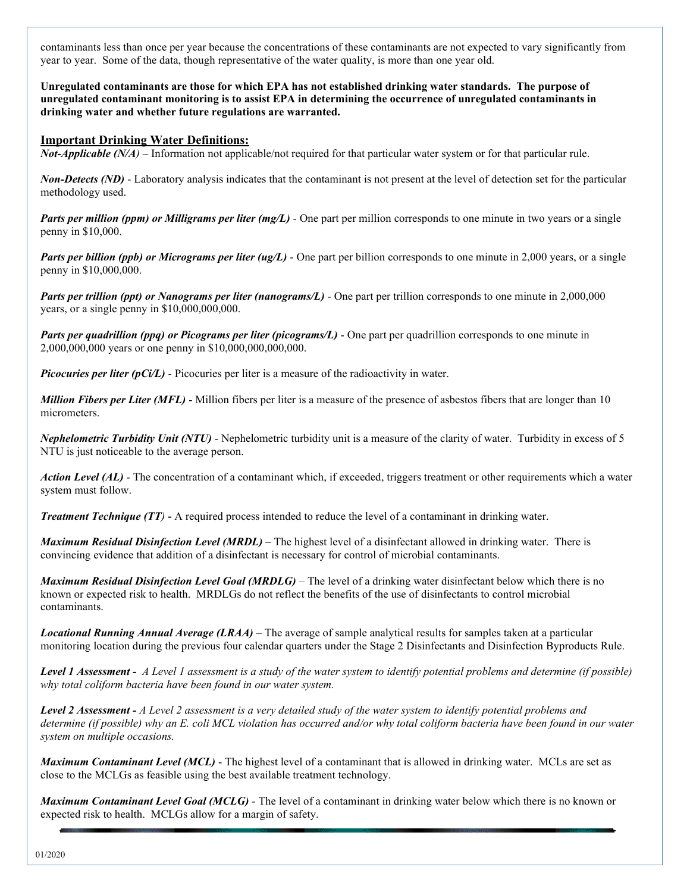contaminants less than once per year because the concentrations of these contaminants are not expected to vary significantly from year to year. Some of the data, though representative of the water quality, is more than one year old.

**Unregulated contaminants are those for which EPA has not established drinking water standards. The purpose of unregulated contaminant monitoring is to assist EPA in determining the occurrence of unregulated contaminants in drinking water and whether future regulations are warranted.**

## Important Drinking Water Definitions:

***Not-Applicable (N/A)*** – Information not applicable/not required for that particular water system or for that particular rule.

***Non-Detects (ND)*** - Laboratory analysis indicates that the contaminant is not present at the level of detection set for the particular methodology used.

***Parts per million (ppm) or Milligrams per liter (mg/L)*** - One part per million corresponds to one minute in two years or a single penny in $10,000.

***Parts per billion (ppb) or Micrograms per liter (ug/L)*** - One part per billion corresponds to one minute in 2,000 years, or a single penny in $10,000,000.

***Parts per trillion (ppt) or Nanograms per liter (nanograms/L)*** - One part per trillion corresponds to one minute in 2,000,000 years, or a single penny in $10,000,000,000.

***Parts per quadrillion (ppq) or Picograms per liter (picograms/L)*** - One part per quadrillion corresponds to one minute in 2,000,000,000 years or one penny in $10,000,000,000,000.

***Picocuries per liter (pCi/L)*** - Picocuries per liter is a measure of the radioactivity in water.

***Million Fibers per Liter (MFL)*** - Million fibers per liter is a measure of the presence of asbestos fibers that are longer than 10 micrometers.

***Nephelometric Turbidity Unit (NTU)*** - Nephelometric turbidity unit is a measure of the clarity of water. Turbidity in excess of 5 NTU is just noticeable to the average person.

***Action Level (AL)*** - The concentration of a contaminant which, if exceeded, triggers treatment or other requirements which a water system must follow.

***Treatment Technique (TT)*** **-** A required process intended to reduce the level of a contaminant in drinking water.

***Maximum Residual Disinfection Level (MRDL)*** – The highest level of a disinfectant allowed in drinking water. There is convincing evidence that addition of a disinfectant is necessary for control of microbial contaminants.

***Maximum Residual Disinfection Level Goal (MRDLG)*** – The level of a drinking water disinfectant below which there is no known or expected risk to health. MRDLGs do not reflect the benefits of the use of disinfectants to control microbial contaminants.

***Locational Running Annual Average (LRAA)*** – The average of sample analytical results for samples taken at a particular monitoring location during the previous four calendar quarters under the Stage 2 Disinfectants and Disinfection Byproducts Rule.

***Level 1 Assessment -*** *A Level 1 assessment is a study of the water system to identify potential problems and determine (if possible) why total coliform bacteria have been found in our water system.*

***Level 2 Assessment -*** *A Level 2 assessment is a very detailed study of the water system to identify potential problems and determine (if possible) why an E. coli MCL violation has occurred and/or why total coliform bacteria have been found in our water system on multiple occasions.*

***Maximum Contaminant Level (MCL)*** - The highest level of a contaminant that is allowed in drinking water. MCLs are set as close to the MCLGs as feasible using the best available treatment technology.

***Maximum Contaminant Level Goal (MCLG)*** - The level of a contaminant in drinking water below which there is no known or expected risk to health. MCLGs allow for a margin of safety.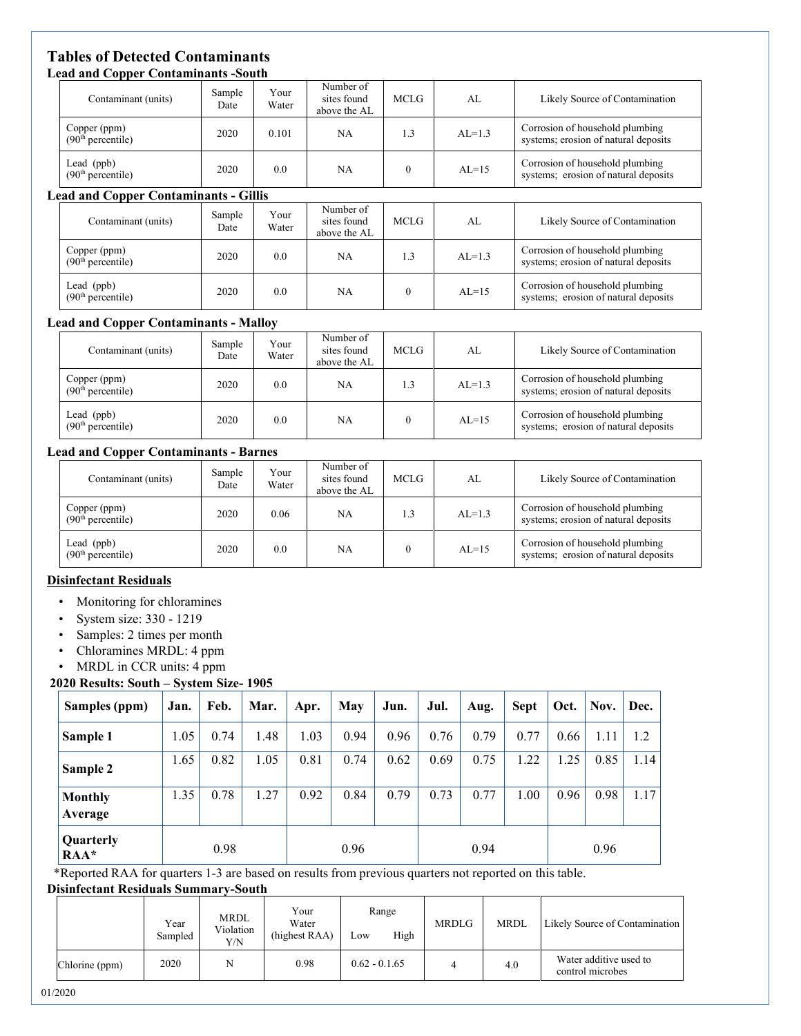# Tables of Detected Contaminants

### Lead and Copper Contaminants -South

| Contaminant (units) | Sample Date | Your Water | Number of sites found above the AL | MCLG | AL | Likely Source of Contamination |
|---|---|---|---|---|---|---|
| Copper (ppm) (90th percentile) | 2020 | 0.101 | NA | 1.3 | AL=1.3 | Corrosion of household plumbing systems; erosion of natural deposits |
| Lead (ppb) (90th percentile) | 2020 | 0.0 | NA | 0 | AL=15 | Corrosion of household plumbing systems; erosion of natural deposits |

### Lead and Copper Contaminants - Gillis

| Contaminant (units) | Sample Date | Your Water | Number of sites found above the AL | MCLG | AL | Likely Source of Contamination |
|---|---|---|---|---|---|---|
| Copper (ppm) (90th percentile) | 2020 | 0.0 | NA | 1.3 | AL=1.3 | Corrosion of household plumbing systems; erosion of natural deposits |
| Lead (ppb) (90th percentile) | 2020 | 0.0 | NA | 0 | AL=15 | Corrosion of household plumbing systems; erosion of natural deposits |

### Lead and Copper Contaminants - Malloy

| Contaminant (units) | Sample Date | Your Water | Number of sites found above the AL | MCLG | AL | Likely Source of Contamination |
|---|---|---|---|---|---|---|
| Copper (ppm) (90th percentile) | 2020 | 0.0 | NA | 1.3 | AL=1.3 | Corrosion of household plumbing systems; erosion of natural deposits |
| Lead (ppb) (90th percentile) | 2020 | 0.0 | NA | 0 | AL=15 | Corrosion of household plumbing systems; erosion of natural deposits |

### Lead and Copper Contaminants - Barnes

| Contaminant (units) | Sample Date | Your Water | Number of sites found above the AL | MCLG | AL | Likely Source of Contamination |
|---|---|---|---|---|---|---|
| Copper (ppm) (90th percentile) | 2020 | 0.06 | NA | 1.3 | AL=1.3 | Corrosion of household plumbing systems; erosion of natural deposits |
| Lead (ppb) (90th percentile) | 2020 | 0.0 | NA | 0 | AL=15 | Corrosion of household plumbing systems; erosion of natural deposits |

### Disinfectant Residuals

- Monitoring for chloramines
- System size: 330 - 1219
- Samples: 2 times per month
- Chloramines MRDL: 4 ppm
- MRDL in CCR units: 4 ppm

### 2020 Results: South – System Size- 1905

| Samples (ppm) | Jan. | Feb. | Mar. | Apr. | May | Jun. | Jul. | Aug. | Sept | Oct. | Nov. | Dec. |
|---|---|---|---|---|---|---|---|---|---|---|---|---|
| **Sample 1** | 1.05 | 0.74 | 1.48 | 1.03 | 0.94 | 0.96 | 0.76 | 0.79 | 0.77 | 0.66 | 1.11 | 1.2 |
| **Sample 2** | 1.65 | 0.82 | 1.05 | 0.81 | 0.74 | 0.62 | 0.69 | 0.75 | 1.22 | 1.25 | 0.85 | 1.14 |
| **Monthly Average** | 1.35 | 0.78 | 1.27 | 0.92 | 0.84 | 0.79 | 0.73 | 0.77 | 1.00 | 0.96 | 0.98 | 1.17 |
| **Quarterly RAA*** | 0.98 | | | 0.96 | | | 0.94 | | | 0.96 | | |

*Reported RAA for quarters 1-3 are based on results from previous quarters not reported on this table.

### Disinfectant Residuals Summary-South

| | Year Sampled | MRDL Violation Y/N | Your Water (highest RAA) | Range Low High | MRDLG | MRDL | Likely Source of Contamination |
|---|---|---|---|---|---|---|---|
| Chlorine (ppm) | 2020 | N | 0.98 | 0.62 - 0.1.65 | 4 | 4.0 | Water additive used to control microbes |

01/2020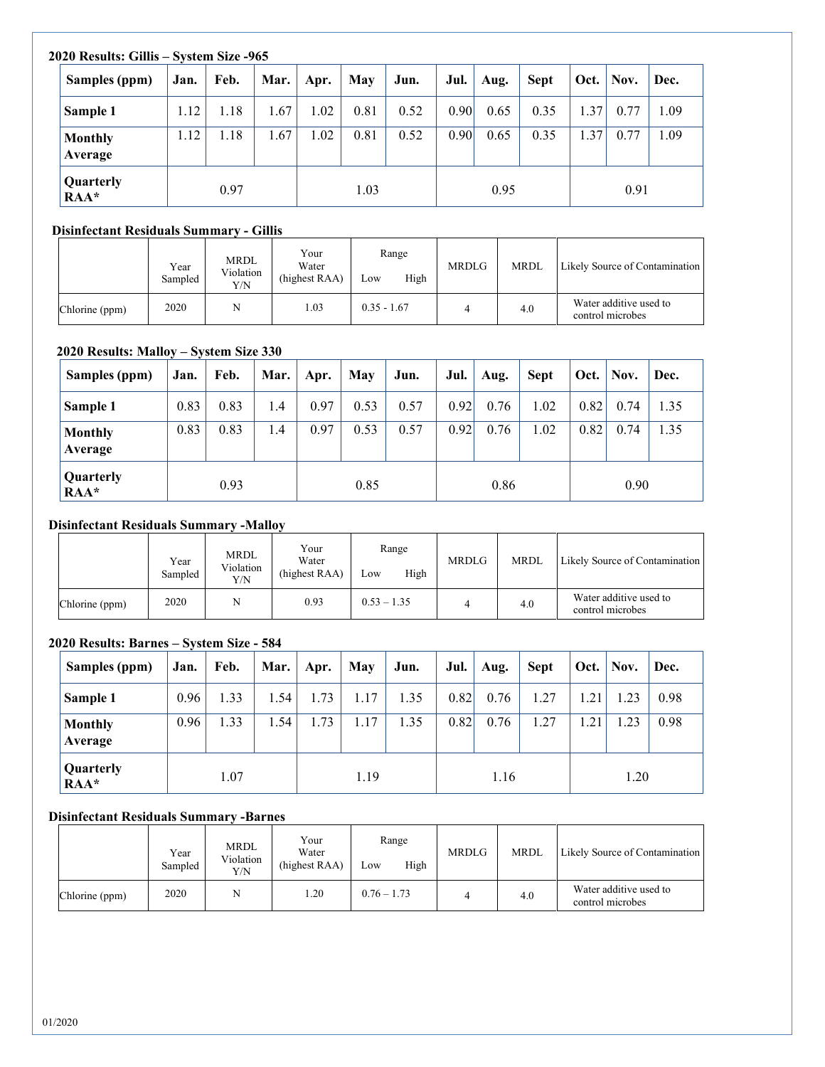**2020 Results: Gillis – System Size -965**

| Samples (ppm) | Jan. | Feb. | Mar. | Apr. | May | Jun. | Jul. | Aug. | Sept | Oct. | Nov. | Dec. |
|---|---|---|---|---|---|---|---|---|---|---|---|---|
| **Sample 1** | 1.12 | 1.18 | 1.67 | 1.02 | 0.81 | 0.52 | 0.90 | 0.65 | 0.35 | 1.37 | 0.77 | 1.09 |
| **Monthly Average** | 1.12 | 1.18 | 1.67 | 1.02 | 0.81 | 0.52 | 0.90 | 0.65 | 0.35 | 1.37 | 0.77 | 1.09 |
| **Quarterly RAA*** | 0.97 | | | 1.03 | | | 0.95 | | | 0.91 | | |

**Disinfectant Residuals Summary - Gillis**

| | Year Sampled | MRDL Violation Y/N | Your Water (highest RAA) | Range Low High | MRDLG | MRDL | Likely Source of Contamination |
|---|---|---|---|---|---|---|---|
| Chlorine (ppm) | 2020 | N | 1.03 | 0.35 - 1.67 | 4 | 4.0 | Water additive used to control microbes |

**2020 Results: Malloy – System Size 330**

| Samples (ppm) | Jan. | Feb. | Mar. | Apr. | May | Jun. | Jul. | Aug. | Sept | Oct. | Nov. | Dec. |
|---|---|---|---|---|---|---|---|---|---|---|---|---|
| **Sample 1** | 0.83 | 0.83 | 1.4 | 0.97 | 0.53 | 0.57 | 0.92 | 0.76 | 1.02 | 0.82 | 0.74 | 1.35 |
| **Monthly Average** | 0.83 | 0.83 | 1.4 | 0.97 | 0.53 | 0.57 | 0.92 | 0.76 | 1.02 | 0.82 | 0.74 | 1.35 |
| **Quarterly RAA*** | 0.93 | | | 0.85 | | | 0.86 | | | 0.90 | | |

**Disinfectant Residuals Summary -Malloy**

| | Year Sampled | MRDL Violation Y/N | Your Water (highest RAA) | Range Low High | MRDLG | MRDL | Likely Source of Contamination |
|---|---|---|---|---|---|---|---|
| Chlorine (ppm) | 2020 | N | 0.93 | 0.53 – 1.35 | 4 | 4.0 | Water additive used to control microbes |

**2020 Results: Barnes – System Size - 584**

| Samples (ppm) | Jan. | Feb. | Mar. | Apr. | May | Jun. | Jul. | Aug. | Sept | Oct. | Nov. | Dec. |
|---|---|---|---|---|---|---|---|---|---|---|---|---|
| **Sample 1** | 0.96 | 1.33 | 1.54 | 1.73 | 1.17 | 1.35 | 0.82 | 0.76 | 1.27 | 1.21 | 1.23 | 0.98 |
| **Monthly Average** | 0.96 | 1.33 | 1.54 | 1.73 | 1.17 | 1.35 | 0.82 | 0.76 | 1.27 | 1.21 | 1.23 | 0.98 |
| **Quarterly RAA*** | 1.07 | | | 1.19 | | | 1.16 | | | 1.20 | | |

**Disinfectant Residuals Summary -Barnes**

| | Year Sampled | MRDL Violation Y/N | Your Water (highest RAA) | Range Low High | MRDLG | MRDL | Likely Source of Contamination |
|---|---|---|---|---|---|---|---|
| Chlorine (ppm) | 2020 | N | 1.20 | 0.76 – 1.73 | 4 | 4.0 | Water additive used to control microbes |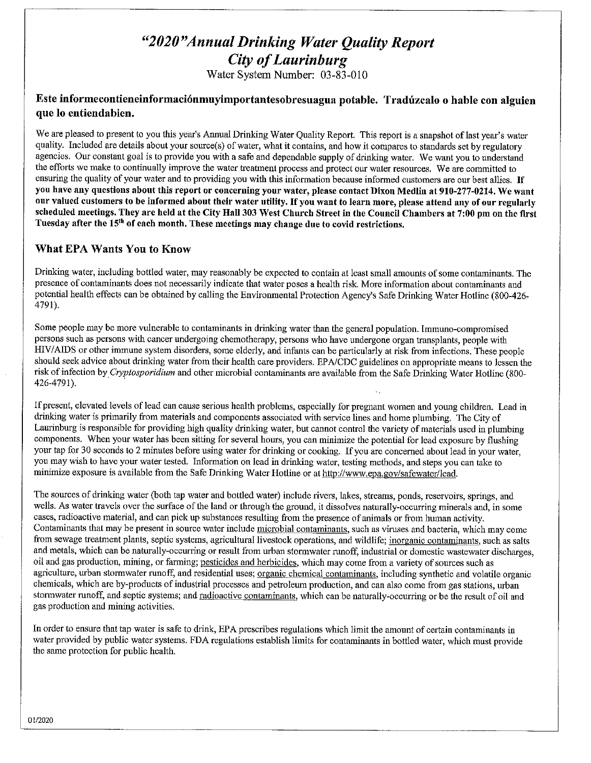# *"2020"Annual Drinking Water Quality Report*
# *City of Laurinburg*

Water System Number: 03-83-010

### Este informecontieneinformaciónmuyimportantesobresuagua potable. Tradúzcalo o hable con alguien que lo entiendabien.

We are pleased to present to you this year's Annual Drinking Water Quality Report. This report is a snapshot of last year's water quality. Included are details about your source(s) of water, what it contains, and how it compares to standards set by regulatory agencies. Our constant goal is to provide you with a safe and dependable supply of drinking water. We want you to understand the efforts we make to continually improve the water treatment process and protect our water resources. We are committed to ensuring the quality of your water and to providing you with this information because informed customers are our best allies. **If you have any questions about this report or concerning your water, please contact Dixon Medlin at 910-277-0214. We want our valued customers to be informed about their water utility. If you want to learn more, please attend any of our regularly scheduled meetings. They are held at the City Hall 303 West Church Street in the Council Chambers at 7:00 pm on the first Tuesday after the 15th of each month. These meetings may change due to covid restrictions.**

## What EPA Wants You to Know

Drinking water, including bottled water, may reasonably be expected to contain at least small amounts of some contaminants. The presence of contaminants does not necessarily indicate that water poses a health risk. More information about contaminants and potential health effects can be obtained by calling the Environmental Protection Agency's Safe Drinking Water Hotline (800-426-4791).

Some people may be more vulnerable to contaminants in drinking water than the general population. Immuno-compromised persons such as persons with cancer undergoing chemotherapy, persons who have undergone organ transplants, people with HIV/AIDS or other immune system disorders, some elderly, and infants can be particularly at risk from infections. These people should seek advice about drinking water from their health care providers. EPA/CDC guidelines on appropriate means to lessen the risk of infection by *Cryptosporidium* and other microbial contaminants are available from the Safe Drinking Water Hotline (800-426-4791).

If present, elevated levels of lead can cause serious health problems, especially for pregnant women and young children. Lead in drinking water is primarily from materials and components associated with service lines and home plumbing. The City of Laurinburg is responsible for providing high quality drinking water, but cannot control the variety of materials used in plumbing components. When your water has been sitting for several hours, you can minimize the potential for lead exposure by flushing your tap for 30 seconds to 2 minutes before using water for drinking or cooking. If you are concerned about lead in your water, you may wish to have your water tested. Information on lead in drinking water, testing methods, and steps you can take to minimize exposure is available from the Safe Drinking Water Hotline or at http://www.epa.gov/safewater/lead.

The sources of drinking water (both tap water and bottled water) include rivers, lakes, streams, ponds, reservoirs, springs, and wells. As water travels over the surface of the land or through the ground, it dissolves naturally-occurring minerals and, in some cases, radioactive material, and can pick up substances resulting from the presence of animals or from human activity. Contaminants that may be present in source water include microbial contaminants, such as viruses and bacteria, which may come from sewage treatment plants, septic systems, agricultural livestock operations, and wildlife; inorganic contaminants, such as salts and metals, which can be naturally-occurring or result from urban stormwater runoff, industrial or domestic wastewater discharges, oil and gas production, mining, or farming; pesticides and herbicides, which may come from a variety of sources such as agriculture, urban stormwater runoff, and residential uses; organic chemical contaminants, including synthetic and volatile organic chemicals, which are by-products of industrial processes and petroleum production, and can also come from gas stations, urban stormwater runoff, and septic systems; and radioactive contaminants, which can be naturally-occurring or be the result of oil and gas production and mining activities.

In order to ensure that tap water is safe to drink, EPA prescribes regulations which limit the amount of certain contaminants in water provided by public water systems. FDA regulations establish limits for contaminants in bottled water, which must provide the same protection for public health.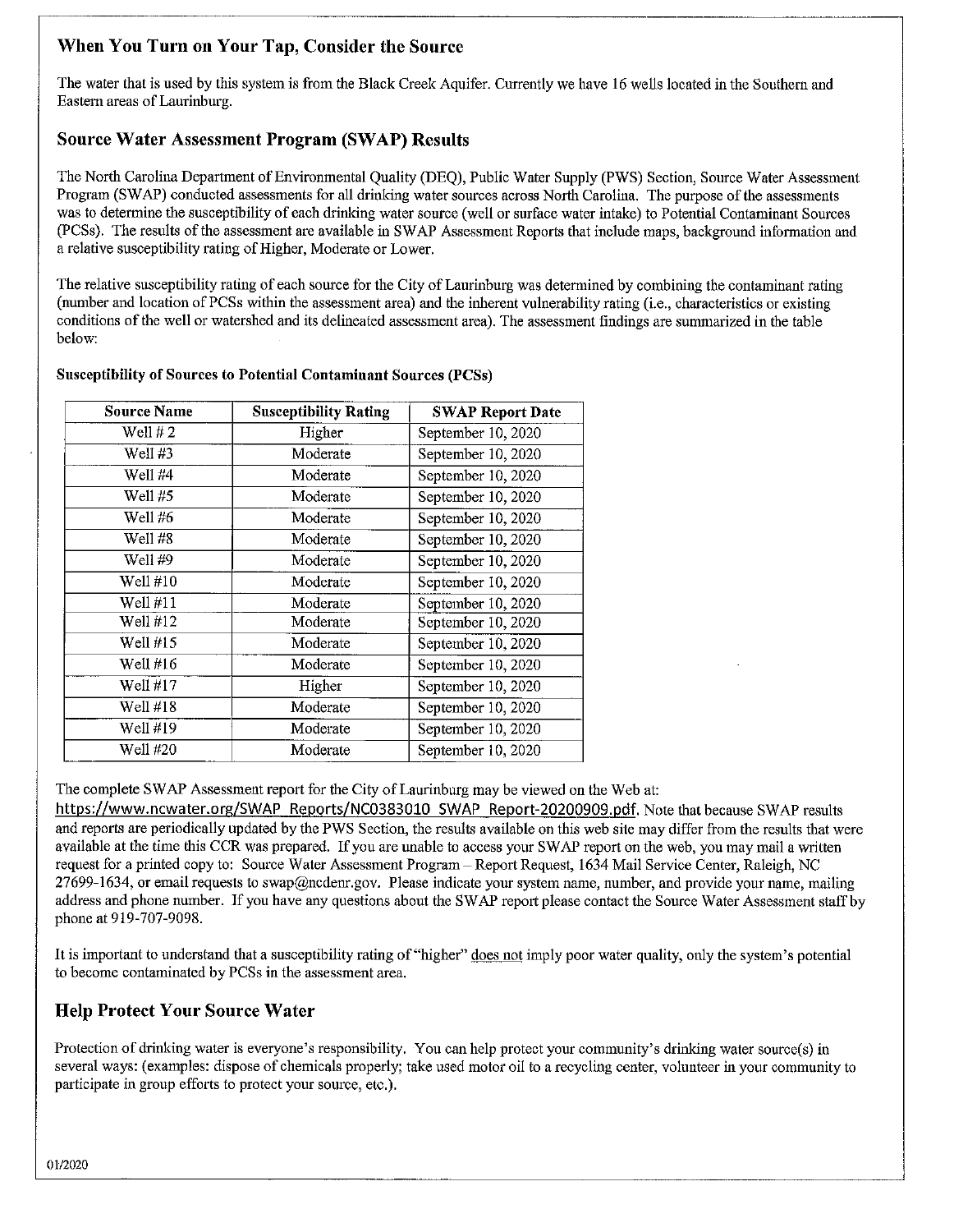## When You Turn on Your Tap, Consider the Source

The water that is used by this system is from the Black Creek Aquifer. Currently we have 16 wells located in the Southern and Eastern areas of Laurinburg.

## Source Water Assessment Program (SWAP) Results

The North Carolina Department of Environmental Quality (DEQ), Public Water Supply (PWS) Section, Source Water Assessment Program (SWAP) conducted assessments for all drinking water sources across North Carolina. The purpose of the assessments was to determine the susceptibility of each drinking water source (well or surface water intake) to Potential Contaminant Sources (PCSs). The results of the assessment are available in SWAP Assessment Reports that include maps, background information and a relative susceptibility rating of Higher, Moderate or Lower.

The relative susceptibility rating of each source for the City of Laurinburg was determined by combining the contaminant rating (number and location of PCSs within the assessment area) and the inherent vulnerability rating (i.e., characteristics or existing conditions of the well or watershed and its delineated assessment area). The assessment findings are summarized in the table below:

**Susceptibility of Sources to Potential Contaminant Sources (PCSs)**

| Source Name | Susceptibility Rating | SWAP Report Date |
|---|---|---|
| Well # 2 | Higher | September 10, 2020 |
| Well #3 | Moderate | September 10, 2020 |
| Well #4 | Moderate | September 10, 2020 |
| Well #5 | Moderate | September 10, 2020 |
| Well #6 | Moderate | September 10, 2020 |
| Well #8 | Moderate | September 10, 2020 |
| Well #9 | Moderate | September 10, 2020 |
| Well #10 | Moderate | September 10, 2020 |
| Well #11 | Moderate | September 10, 2020 |
| Well #12 | Moderate | September 10, 2020 |
| Well #15 | Moderate | September 10, 2020 |
| Well #16 | Moderate | September 10, 2020 |
| Well #17 | Higher | September 10, 2020 |
| Well #18 | Moderate | September 10, 2020 |
| Well #19 | Moderate | September 10, 2020 |
| Well #20 | Moderate | September 10, 2020 |

The complete SWAP Assessment report for the City of Laurinburg may be viewed on the Web at: https://www.ncwater.org/SWAP_Reports/NC0383010_SWAP_Report-20200909.pdf. Note that because SWAP results and reports are periodically updated by the PWS Section, the results available on this web site may differ from the results that were available at the time this CCR was prepared. If you are unable to access your SWAP report on the web, you may mail a written request for a printed copy to: Source Water Assessment Program – Report Request, 1634 Mail Service Center, Raleigh, NC 27699-1634, or email requests to swap@ncdenr.gov. Please indicate your system name, number, and provide your name, mailing address and phone number. If you have any questions about the SWAP report please contact the Source Water Assessment staff by phone at 919-707-9098.

It is important to understand that a susceptibility rating of "higher" does not imply poor water quality, only the system's potential to become contaminated by PCSs in the assessment area.

## Help Protect Your Source Water

Protection of drinking water is everyone's responsibility. You can help protect your community's drinking water source(s) in several ways: (examples: dispose of chemicals properly; take used motor oil to a recycling center, volunteer in your community to participate in group efforts to protect your source, etc.).

01/2020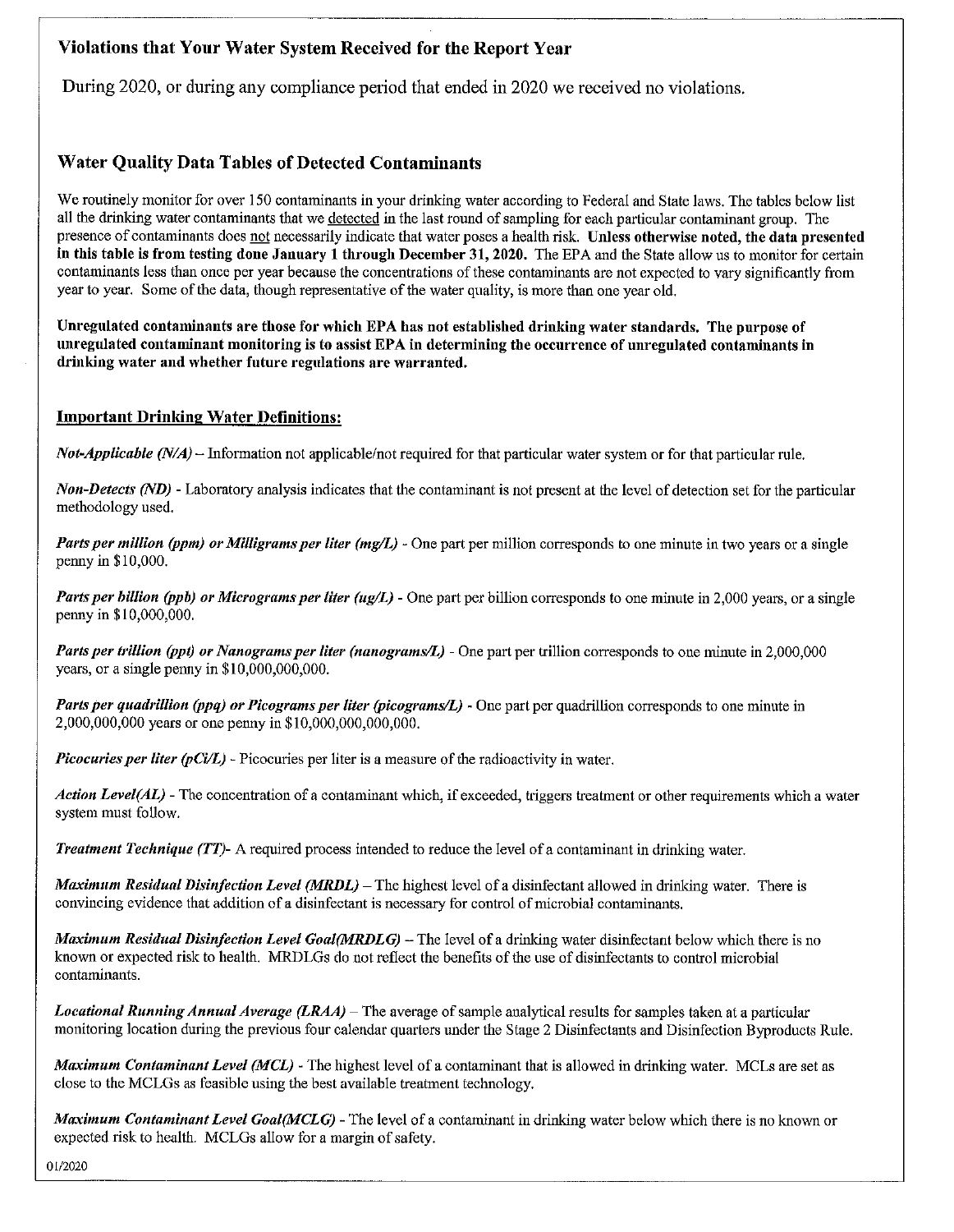## Violations that Your Water System Received for the Report Year

During 2020, or during any compliance period that ended in 2020 we received no violations.

## Water Quality Data Tables of Detected Contaminants

We routinely monitor for over 150 contaminants in your drinking water according to Federal and State laws. The tables below list all the drinking water contaminants that we detected in the last round of sampling for each particular contaminant group. The presence of contaminants does not necessarily indicate that water poses a health risk. **Unless otherwise noted, the data presented in this table is from testing done January 1 through December 31, 2020.** The EPA and the State allow us to monitor for certain contaminants less than once per year because the concentrations of these contaminants are not expected to vary significantly from year to year. Some of the data, though representative of the water quality, is more than one year old.

**Unregulated contaminants are those for which EPA has not established drinking water standards. The purpose of unregulated contaminant monitoring is to assist EPA in determining the occurrence of unregulated contaminants in drinking water and whether future regulations are warranted.**

### Important Drinking Water Definitions:

***Not-Applicable (N/A)*** – Information not applicable/not required for that particular water system or for that particular rule.

***Non-Detects (ND)*** - Laboratory analysis indicates that the contaminant is not present at the level of detection set for the particular methodology used.

***Parts per million (ppm) or Milligrams per liter (mg/L)*** - One part per million corresponds to one minute in two years or a single penny in $10,000.

***Parts per billion (ppb) or Micrograms per liter (ug/L)*** - One part per billion corresponds to one minute in 2,000 years, or a single penny in $10,000,000.

***Parts per trillion (ppt) or Nanograms per liter (nanograms/L)*** - One part per trillion corresponds to one minute in 2,000,000 years, or a single penny in $10,000,000,000.

***Parts per quadrillion (ppq) or Picograms per liter (picograms/L)*** - One part per quadrillion corresponds to one minute in 2,000,000,000 years or one penny in $10,000,000,000,000.

***Picocuries per liter (pCi/L)*** - Picocuries per liter is a measure of the radioactivity in water.

***Action Level(AL)*** - The concentration of a contaminant which, if exceeded, triggers treatment or other requirements which a water system must follow.

***Treatment Technique (TT)***- A required process intended to reduce the level of a contaminant in drinking water.

***Maximum Residual Disinfection Level (MRDL)*** – The highest level of a disinfectant allowed in drinking water. There is convincing evidence that addition of a disinfectant is necessary for control of microbial contaminants.

***Maximum Residual Disinfection Level Goal(MRDLG)*** – The level of a drinking water disinfectant below which there is no known or expected risk to health. MRDLGs do not reflect the benefits of the use of disinfectants to control microbial contaminants.

***Locational Running Annual Average (LRAA)*** – The average of sample analytical results for samples taken at a particular monitoring location during the previous four calendar quarters under the Stage 2 Disinfectants and Disinfection Byproducts Rule.

***Maximum Contaminant Level (MCL)*** - The highest level of a contaminant that is allowed in drinking water. MCLs are set as close to the MCLGs as feasible using the best available treatment technology.

***Maximum Contaminant Level Goal(MCLG)*** - The level of a contaminant in drinking water below which there is no known or expected risk to health. MCLGs allow for a margin of safety.

01/2020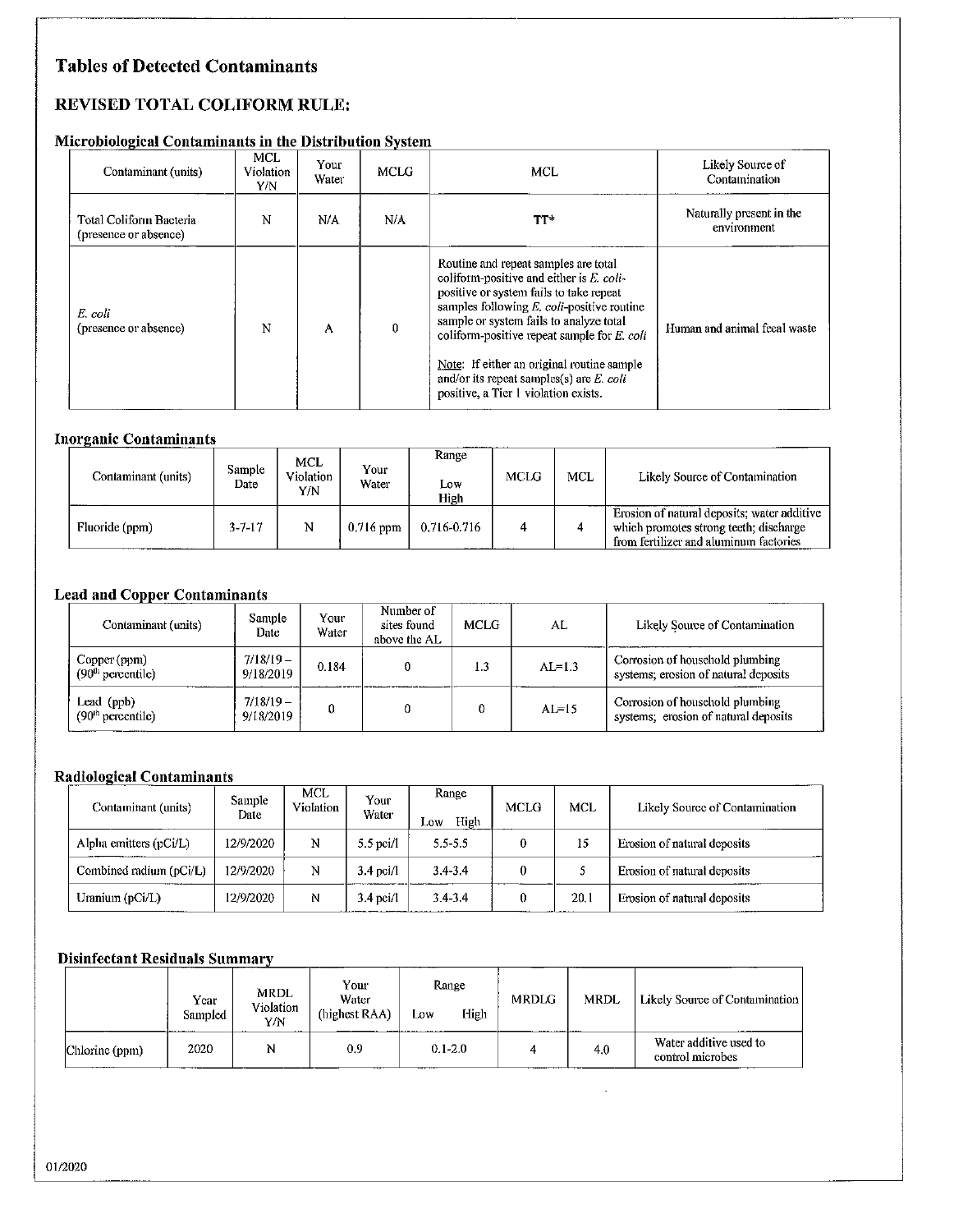# Tables of Detected Contaminants

## REVISED TOTAL COLIFORM RULE:

### Microbiological Contaminants in the Distribution System

| Contaminant (units) | MCL Violation Y/N | Your Water | MCLG | MCL | Likely Source of Contamination |
|---|---|---|---|---|---|
| Total Coliform Bacteria (presence or absence) | N | N/A | N/A | TT* | Naturally present in the environment |
| *E. coli* (presence or absence) | N | A | 0 | Routine and repeat samples are total coliform-positive and either is *E. coli*-positive or system fails to take repeat samples following *E. coli*-positive routine sample or system fails to analyze total coliform-positive repeat sample for *E. coli*<br><br>Note: If either an original routine sample and/or its repeat samples(s) are *E. coli* positive, a Tier 1 violation exists. | Human and animal fecal waste |

### Inorganic Contaminants

| Contaminant (units) | Sample Date | MCL Violation Y/N | Your Water | Range Low High | MCLG | MCL | Likely Source of Contamination |
|---|---|---|---|---|---|---|---|
| Fluoride (ppm) | 3-7-17 | N | 0.716 ppm | 0.716-0.716 | 4 | 4 | Erosion of natural deposits; water additive which promotes strong teeth; discharge from fertilizer and aluminum factories |

### Lead and Copper Contaminants

| Contaminant (units) | Sample Date | Your Water | Number of sites found above the AL | MCLG | AL | Likely Source of Contamination |
|---|---|---|---|---|---|---|
| Copper (ppm) (90th percentile) | 7/18/19 – 9/18/2019 | 0.184 | 0 | 1.3 | AL=1.3 | Corrosion of household plumbing systems; erosion of natural deposits |
| Lead (ppb) (90th percentile) | 7/18/19 – 9/18/2019 | 0 | 0 | 0 | AL=15 | Corrosion of household plumbing systems; erosion of natural deposits |

### Radiological Contaminants

| Contaminant (units) | Sample Date | MCL Violation | Your Water | Range Low High | MCLG | MCL | Likely Source of Contamination |
|---|---|---|---|---|---|---|---|
| Alpha emitters (pCi/L) | 12/9/2020 | N | 5.5 pci/l | 5.5-5.5 | 0 | 15 | Erosion of natural deposits |
| Combined radium (pCi/L) | 12/9/2020 | N | 3.4 pci/l | 3.4-3.4 | 0 | 5 | Erosion of natural deposits |
| Uranium (pCi/L) | 12/9/2020 | N | 3.4 pci/l | 3.4-3.4 | 0 | 20.1 | Erosion of natural deposits |

### Disinfectant Residuals Summary

| | Year Sampled | MRDL Violation Y/N | Your Water (highest RAA) | Range Low High | MRDLG | MRDL | Likely Source of Contamination |
|---|---|---|---|---|---|---|---|
| Chlorine (ppm) | 2020 | N | 0.9 | 0.1-2.0 | 4 | 4.0 | Water additive used to control microbes |

01/2020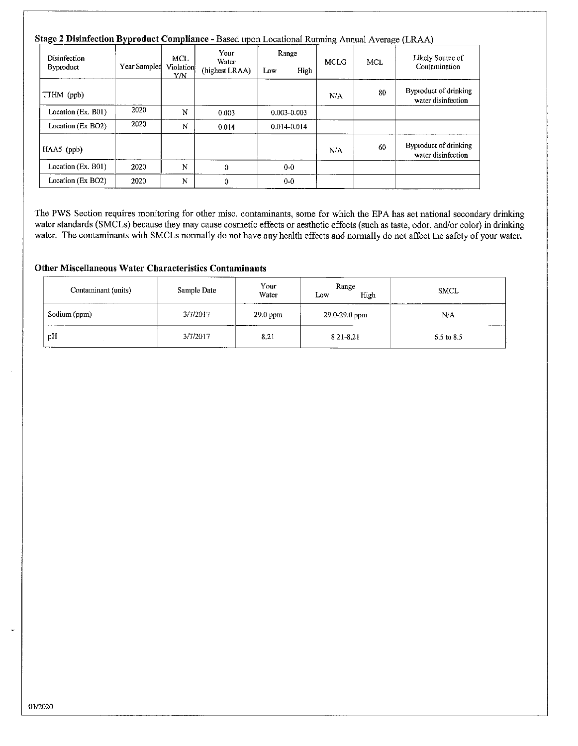**Stage 2 Disinfection Byproduct Compliance** - Based upon Locational Running Annual Average (LRAA)

| Disinfection Byproduct | Year Sampled | MCL Violation Y/N | Your Water (highest LRAA) | Range Low High | MCLG | MCL | Likely Source of Contamination |
|---|---|---|---|---|---|---|---|
| TTHM (ppb) | | | | | N/A | 80 | Byproduct of drinking water disinfection |
| Location (Ex. B01) | 2020 | N | 0.003 | 0.003-0.003 | | | |
| Location (Ex BO2) | 2020 | N | 0.014 | 0.014-0.014 | | | |
| HAA5 (ppb) | | | | | N/A | 60 | Byproduct of drinking water disinfection |
| Location (Ex. B01) | 2020 | N | 0 | 0-0 | | | |
| Location (Ex BO2) | 2020 | N | 0 | 0-0 | | | |

The PWS Section requires monitoring for other misc. contaminants, some for which the EPA has set national secondary drinking water standards (SMCLs) because they may cause cosmetic effects or aesthetic effects (such as taste, odor, and/or color) in drinking water. The contaminants with SMCLs normally do not have any health effects and normally do not affect the safety of your water.

**Other Miscellaneous Water Characteristics Contaminants**

| Contaminant (units) | Sample Date | Your Water | Range Low High | SMCL |
|---|---|---|---|---|
| Sodium (ppm) | 3/7/2017 | 29.0 ppm | 29.0-29.0 ppm | N/A |
| pH | 3/7/2017 | 8.21 | 8.21-8.21 | 6.5 to 8.5 |

01/2020